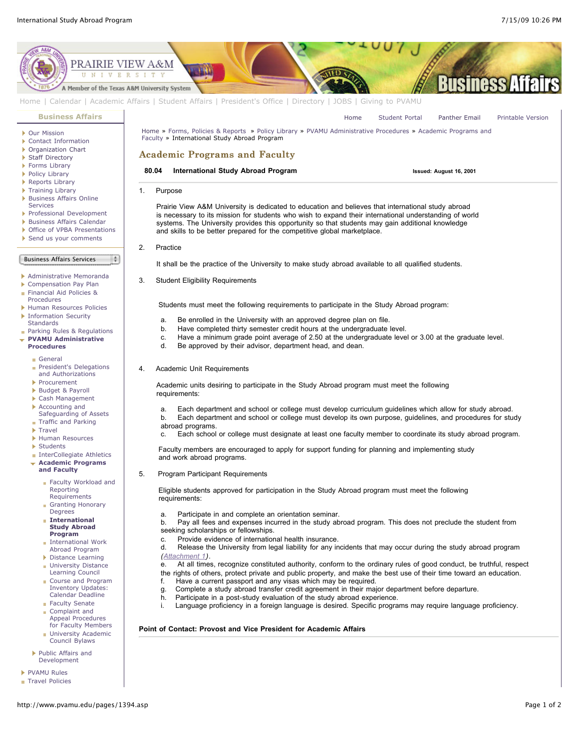# Academic Programs and Faculty

**80.04 International Study Abroad Program** — **Issued: August 16, 2001**

1. Purpose

   Prairie View A&M University is dedicated to education and believes that international study abroad is necessary to its mission for students who wish to expand their international understanding of world systems. The University provides this opportunity so that students may gain additional knowledge and skills to be better prepared for the competitive global marketplace.

2. Practice

   It shall be the practice of the University to make study abroad available to all qualified students.

3. Student Eligibility Requirements

   Students must meet the following requirements to participate in the Study Abroad program:

   a. Be enrolled in the University with an approved degree plan on file.
   b. Have completed thirty semester credit hours at the undergraduate level.
   c. Have a minimum grade point average of 2.50 at the undergraduate level or 3.00 at the graduate level.
   d. Be approved by their advisor, department head, and dean.

4. Academic Unit Requirements

   Academic units desiring to participate in the Study Abroad program must meet the following requirements:

   a. Each department and school or college must develop curriculum guidelines which allow for study abroad.
   b. Each department and school or college must develop its own purpose, guidelines, and procedures for study abroad programs.
   c. Each school or college must designate at least one faculty member to coordinate its study abroad program.

   Faculty members are encouraged to apply for support funding for planning and implementing study and work abroad programs.

5. Program Participant Requirements

   Eligible students approved for participation in the Study Abroad program must meet the following requirements:

   a. Participate in and complete an orientation seminar.
   b. Pay all fees and expenses incurred in the study abroad program. This does not preclude the student from seeking scholarships or fellowships.
   c. Provide evidence of international health insurance.
   d. Release the University from legal liability for any incidents that may occur during the study abroad program (*Attachment 1*).
   e. At all times, recognize constituted authority, conform to the ordinary rules of good conduct, be truthful, respect the rights of others, protect private and public property, and make the best use of their time toward an education.
   f. Have a current passport and any visas which may be required.
   g. Complete a study abroad transfer credit agreement in their major department before departure.
   h. Participate in a post-study evaluation of the study abroad experience.
   i. Language proficiency in a foreign language is desired. Specific programs may require language proficiency.

**Point of Contact: Provost and Vice President for Academic Affairs**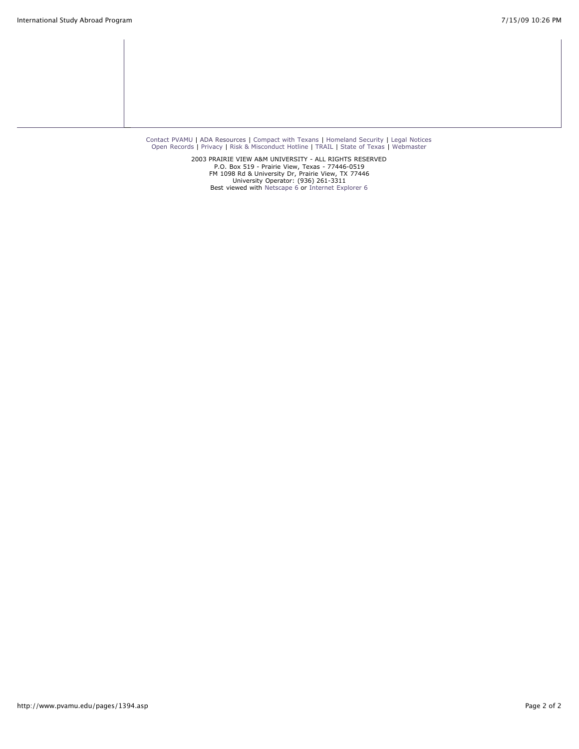Contact PVAMU | ADA Resources | Compact with Texans | Homeland Security | Legal Notices
Open Records | Privacy | Risk & Misconduct Hotline | TRAIL | State of Texas | Webmaster

2003 PRAIRIE VIEW A&M UNIVERSITY - ALL RIGHTS RESERVED
P.O. Box 519 - Prairie View, Texas - 77446-0519
FM 1098 Rd & University Dr, Prairie View, TX 77446
University Operator: (936) 261-3311
Best viewed with Netscape 6 or Internet Explorer 6